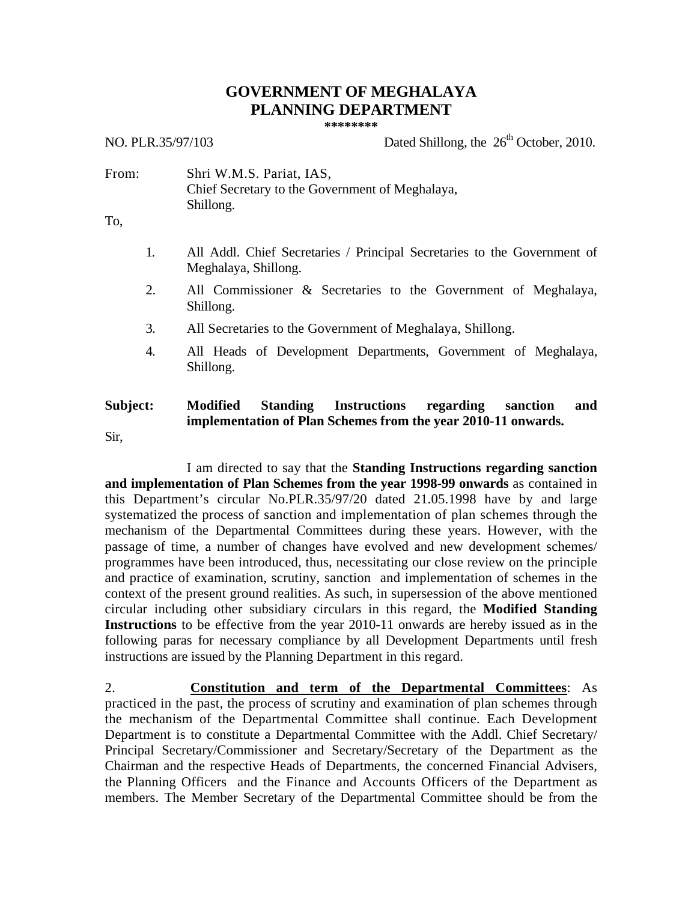# GOVERNMENT OF MEGHALAYA
# PLANNING DEPARTMENT

\*\*\*\*\*\*\*\*

NO. PLR.35/97/103 Dated Shillong, the 26th October, 2010.

From: Shri W.M.S. Pariat, IAS,
Chief Secretary to the Government of Meghalaya,
Shillong.

To,

1. All Addl. Chief Secretaries / Principal Secretaries to the Government of Meghalaya, Shillong.
2. All Commissioner & Secretaries to the Government of Meghalaya, Shillong.
3. All Secretaries to the Government of Meghalaya, Shillong.
4. All Heads of Development Departments, Government of Meghalaya, Shillong.

**Subject: Modified Standing Instructions regarding sanction and implementation of Plan Schemes from the year 2010-11 onwards.**

Sir,

I am directed to say that the **Standing Instructions regarding sanction and implementation of Plan Schemes from the year 1998-99 onwards** as contained in this Department's circular No.PLR.35/97/20 dated 21.05.1998 have by and large systematized the process of sanction and implementation of plan schemes through the mechanism of the Departmental Committees during these years. However, with the passage of time, a number of changes have evolved and new development schemes/ programmes have been introduced, thus, necessitating our close review on the principle and practice of examination, scrutiny, sanction and implementation of schemes in the context of the present ground realities. As such, in supersession of the above mentioned circular including other subsidiary circulars in this regard, the **Modified Standing Instructions** to be effective from the year 2010-11 onwards are hereby issued as in the following paras for necessary compliance by all Development Departments until fresh instructions are issued by the Planning Department in this regard.

2. **Constitution and term of the Departmental Committees**: As practiced in the past, the process of scrutiny and examination of plan schemes through the mechanism of the Departmental Committee shall continue. Each Development Department is to constitute a Departmental Committee with the Addl. Chief Secretary/ Principal Secretary/Commissioner and Secretary/Secretary of the Department as the Chairman and the respective Heads of Departments, the concerned Financial Advisers, the Planning Officers and the Finance and Accounts Officers of the Department as members. The Member Secretary of the Departmental Committee should be from the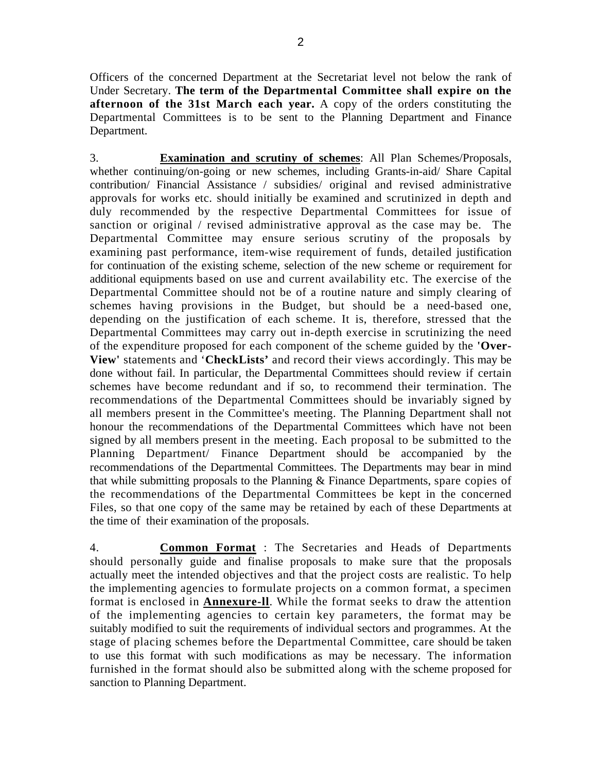Officers of the concerned Department at the Secretariat level not below the rank of Under Secretary. **The term of the Departmental Committee shall expire on the afternoon of the 31st March each year.** A copy of the orders constituting the Departmental Committees is to be sent to the Planning Department and Finance Department.

3. **<u>Examination and scrutiny of schemes</u>**: All Plan Schemes/Proposals, whether continuing/on-going or new schemes, including Grants-in-aid/ Share Capital contribution/ Financial Assistance / subsidies/ original and revised administrative approvals for works etc. should initially be examined and scrutinized in depth and duly recommended by the respective Departmental Committees for issue of sanction or original / revised administrative approval as the case may be. The Departmental Committee may ensure serious scrutiny of the proposals by examining past performance, item-wise requirement of funds, detailed justification for continuation of the existing scheme, selection of the new scheme or requirement for additional equipments based on use and current availability etc. The exercise of the Departmental Committee should not be of a routine nature and simply clearing of schemes having provisions in the Budget, but should be a need-based one, depending on the justification of each scheme. It is, therefore, stressed that the Departmental Committees may carry out in-depth exercise in scrutinizing the need of the expenditure proposed for each component of the scheme guided by the **'Over-View'** statements and '**CheckLists'** and record their views accordingly. This may be done without fail. In particular, the Departmental Committees should review if certain schemes have become redundant and if so, to recommend their termination. The recommendations of the Departmental Committees should be invariably signed by all members present in the Committee's meeting. The Planning Department shall not honour the recommendations of the Departmental Committees which have not been signed by all members present in the meeting. Each proposal to be submitted to the Planning Department/ Finance Department should be accompanied by the recommendations of the Departmental Committees. The Departments may bear in mind that while submitting proposals to the Planning & Finance Departments, spare copies of the recommendations of the Departmental Committees be kept in the concerned Files, so that one copy of the same may be retained by each of these Departments at the time of their examination of the proposals.

4. **<u>Common Format</u>** : The Secretaries and Heads of Departments should personally guide and finalise proposals to make sure that the proposals actually meet the intended objectives and that the project costs are realistic. To help the implementing agencies to formulate projects on a common format, a specimen format is enclosed in **<u>Annexure-ll</u>**. While the format seeks to draw the attention of the implementing agencies to certain key parameters, the format may be suitably modified to suit the requirements of individual sectors and programmes. At the stage of placing schemes before the Departmental Committee, care should be taken to use this format with such modifications as may be necessary. The information furnished in the format should also be submitted along with the scheme proposed for sanction to Planning Department.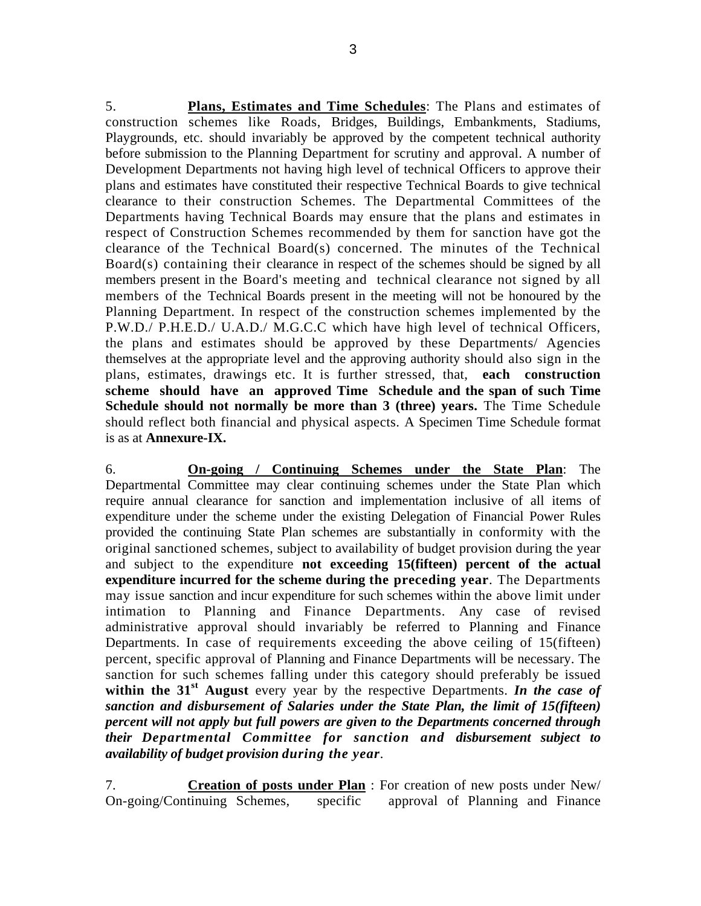5. **<u>Plans, Estimates and Time Schedules</u>**: The Plans and estimates of construction schemes like Roads, Bridges, Buildings, Embankments, Stadiums, Playgrounds, etc. should invariably be approved by the competent technical authority before submission to the Planning Department for scrutiny and approval. A number of Development Departments not having high level of technical Officers to approve their plans and estimates have constituted their respective Technical Boards to give technical clearance to their construction Schemes. The Departmental Committees of the Departments having Technical Boards may ensure that the plans and estimates in respect of Construction Schemes recommended by them for sanction have got the clearance of the Technical Board(s) concerned. The minutes of the Technical Board(s) containing their clearance in respect of the schemes should be signed by all members present in the Board's meeting and technical clearance not signed by all members of the Technical Boards present in the meeting will not be honoured by the Planning Department. In respect of the construction schemes implemented by the P.W.D./ P.H.E.D./ U.A.D./ M.G.C.C which have high level of technical Officers, the plans and estimates should be approved by these Departments/ Agencies themselves at the appropriate level and the approving authority should also sign in the plans, estimates, drawings etc. It is further stressed, that, **each construction scheme should have an approved Time Schedule and the span of such Time Schedule should not normally be more than 3 (three) years.** The Time Schedule should reflect both financial and physical aspects. A Specimen Time Schedule format is as at **Annexure-IX.**

6. **<u>On-going / Continuing Schemes under the State Plan</u>**: The Departmental Committee may clear continuing schemes under the State Plan which require annual clearance for sanction and implementation inclusive of all items of expenditure under the scheme under the existing Delegation of Financial Power Rules provided the continuing State Plan schemes are substantially in conformity with the original sanctioned schemes, subject to availability of budget provision during the year and subject to the expenditure **not exceeding 15(fifteen) percent of the actual expenditure incurred for the scheme during the preceding year**. The Departments may issue sanction and incur expenditure for such schemes within the above limit under intimation to Planning and Finance Departments. Any case of revised administrative approval should invariably be referred to Planning and Finance Departments. In case of requirements exceeding the above ceiling of 15(fifteen) percent, specific approval of Planning and Finance Departments will be necessary. The sanction for such schemes falling under this category should preferably be issued **within the 31st August** every year by the respective Departments. ***In the case of sanction and disbursement of Salaries under the State Plan, the limit of 15(fifteen) percent will not apply but full powers are given to the Departments concerned through their Departmental Committee for sanction and disbursement subject to availability of budget provision during the year***.

7. **<u>Creation of posts under Plan</u>** : For creation of new posts under New/ On-going/Continuing Schemes, specific approval of Planning and Finance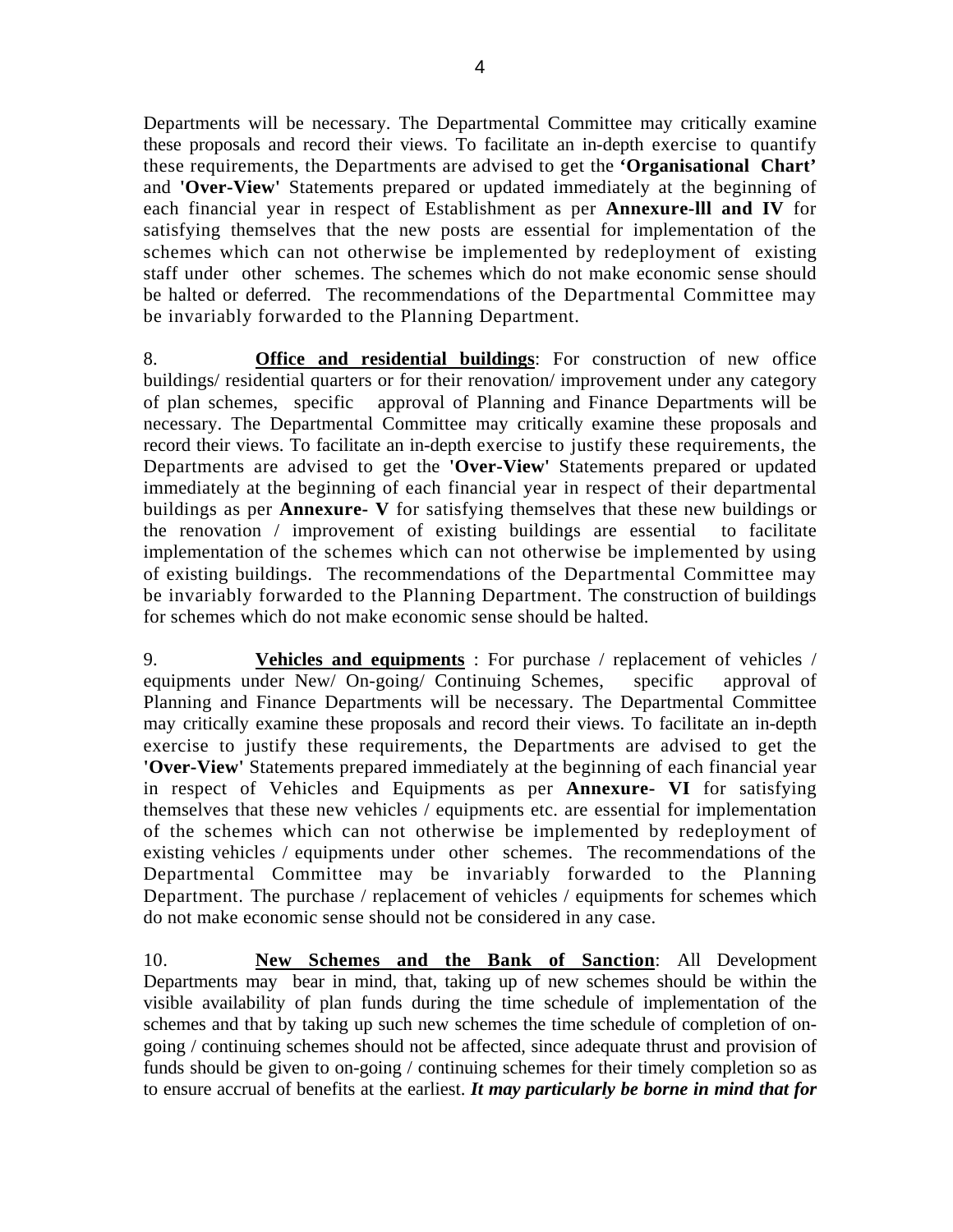Departments will be necessary. The Departmental Committee may critically examine these proposals and record their views. To facilitate an in-depth exercise to quantify these requirements, the Departments are advised to get the **'Organisational Chart'** and **'Over-View'** Statements prepared or updated immediately at the beginning of each financial year in respect of Establishment as per **Annexure-lll and IV** for satisfying themselves that the new posts are essential for implementation of the schemes which can not otherwise be implemented by redeployment of existing staff under other schemes. The schemes which do not make economic sense should be halted or deferred. The recommendations of the Departmental Committee may be invariably forwarded to the Planning Department.

8. **<u>Office and residential buildings</u>**: For construction of new office buildings/ residential quarters or for their renovation/ improvement under any category of plan schemes, specific approval of Planning and Finance Departments will be necessary. The Departmental Committee may critically examine these proposals and record their views. To facilitate an in-depth exercise to justify these requirements, the Departments are advised to get the **'Over-View'** Statements prepared or updated immediately at the beginning of each financial year in respect of their departmental buildings as per **Annexure- V** for satisfying themselves that these new buildings or the renovation / improvement of existing buildings are essential to facilitate implementation of the schemes which can not otherwise be implemented by using of existing buildings. The recommendations of the Departmental Committee may be invariably forwarded to the Planning Department. The construction of buildings for schemes which do not make economic sense should be halted.

9. **<u>Vehicles and equipments</u>** : For purchase / replacement of vehicles / equipments under New/ On-going/ Continuing Schemes, specific approval of Planning and Finance Departments will be necessary. The Departmental Committee may critically examine these proposals and record their views. To facilitate an in-depth exercise to justify these requirements, the Departments are advised to get the **'Over-View'** Statements prepared immediately at the beginning of each financial year in respect of Vehicles and Equipments as per **Annexure- VI** for satisfying themselves that these new vehicles / equipments etc. are essential for implementation of the schemes which can not otherwise be implemented by redeployment of existing vehicles / equipments under other schemes. The recommendations of the Departmental Committee may be invariably forwarded to the Planning Department. The purchase / replacement of vehicles / equipments for schemes which do not make economic sense should not be considered in any case.

10. **<u>New Schemes and the Bank of Sanction</u>**: All Development Departments may bear in mind, that, taking up of new schemes should be within the visible availability of plan funds during the time schedule of implementation of the schemes and that by taking up such new schemes the time schedule of completion of on-going / continuing schemes should not be affected, since adequate thrust and provision of funds should be given to on-going / continuing schemes for their timely completion so as to ensure accrual of benefits at the earliest. ***It may particularly be borne in mind that for***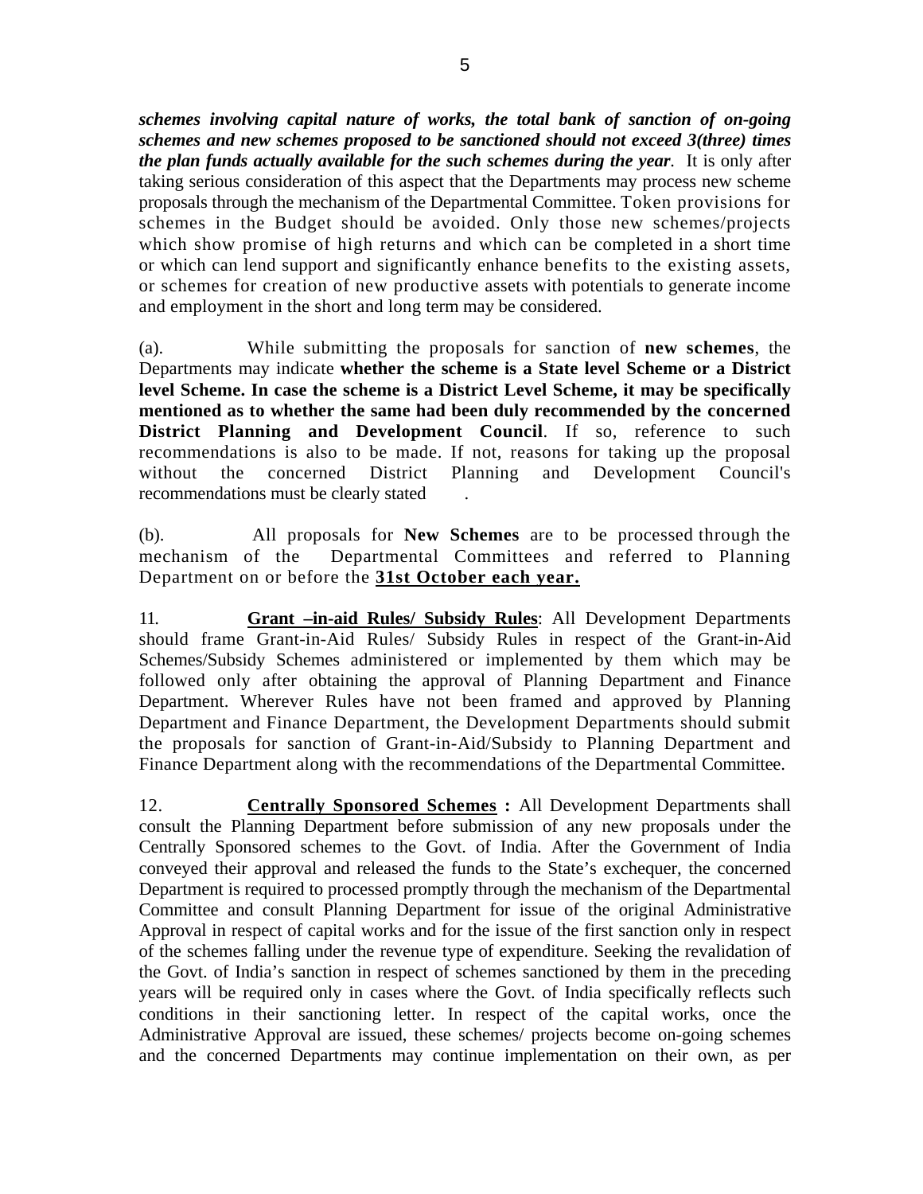***schemes involving capital nature of works, the total bank of sanction of on-going schemes and new schemes proposed to be sanctioned should not exceed 3(three) times the plan funds actually available for the such schemes during the year**.* It is only after taking serious consideration of this aspect that the Departments may process new scheme proposals through the mechanism of the Departmental Committee. Token provisions for schemes in the Budget should be avoided. Only those new schemes/projects which show promise of high returns and which can be completed in a short time or which can lend support and significantly enhance benefits to the existing assets, or schemes for creation of new productive assets with potentials to generate income and employment in the short and long term may be considered.

(a). While submitting the proposals for sanction of **new schemes**, the Departments may indicate **whether the scheme is a State level Scheme or a District level Scheme. In case the scheme is a District Level Scheme, it may be specifically mentioned as to whether the same had been duly recommended by the concerned District Planning and Development Council**. If so, reference to such recommendations is also to be made. If not, reasons for taking up the proposal without the concerned District Planning and Development Council's recommendations must be clearly stated .

(b). All proposals for **New Schemes** are to be processed through the mechanism of the Departmental Committees and referred to Planning Department on or before the **<u>31st October each year.</u>**

11. **<u>Grant –in-aid Rules/ Subsidy Rules</u>**: All Development Departments should frame Grant-in-Aid Rules/ Subsidy Rules in respect of the Grant-in-Aid Schemes/Subsidy Schemes administered or implemented by them which may be followed only after obtaining the approval of Planning Department and Finance Department. Wherever Rules have not been framed and approved by Planning Department and Finance Department, the Development Departments should submit the proposals for sanction of Grant-in-Aid/Subsidy to Planning Department and Finance Department along with the recommendations of the Departmental Committee.

12. **<u>Centrally Sponsored Schemes</u> :** All Development Departments shall consult the Planning Department before submission of any new proposals under the Centrally Sponsored schemes to the Govt. of India. After the Government of India conveyed their approval and released the funds to the State's exchequer, the concerned Department is required to processed promptly through the mechanism of the Departmental Committee and consult Planning Department for issue of the original Administrative Approval in respect of capital works and for the issue of the first sanction only in respect of the schemes falling under the revenue type of expenditure. Seeking the revalidation of the Govt. of India's sanction in respect of schemes sanctioned by them in the preceding years will be required only in cases where the Govt. of India specifically reflects such conditions in their sanctioning letter. In respect of the capital works, once the Administrative Approval are issued, these schemes/ projects become on-going schemes and the concerned Departments may continue implementation on their own, as per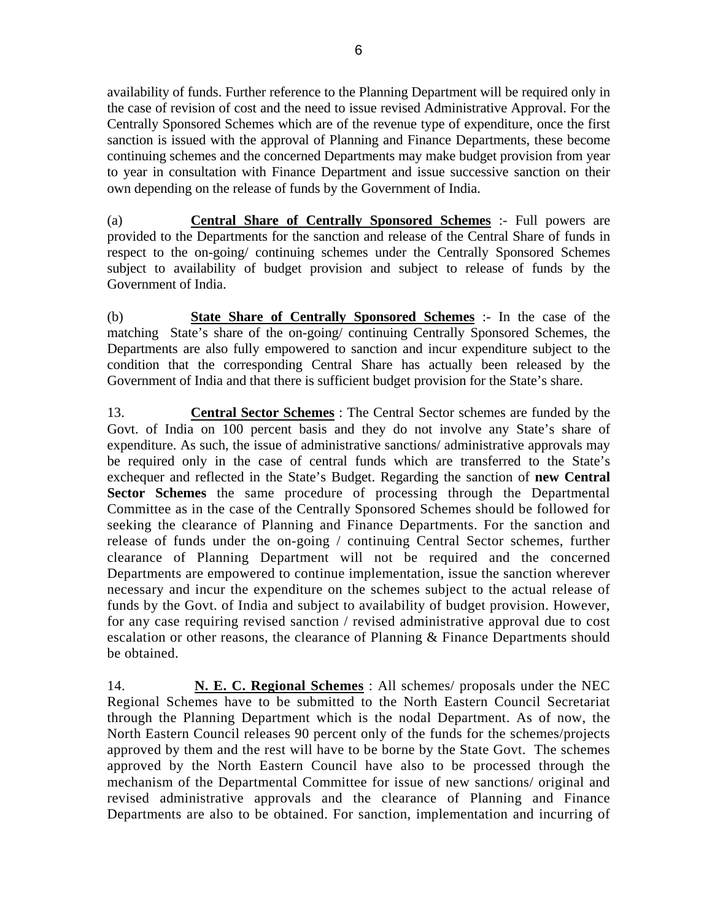availability of funds. Further reference to the Planning Department will be required only in the case of revision of cost and the need to issue revised Administrative Approval. For the Centrally Sponsored Schemes which are of the revenue type of expenditure, once the first sanction is issued with the approval of Planning and Finance Departments, these become continuing schemes and the concerned Departments may make budget provision from year to year in consultation with Finance Department and issue successive sanction on their own depending on the release of funds by the Government of India.

(a) **Central Share of Centrally Sponsored Schemes** :- Full powers are provided to the Departments for the sanction and release of the Central Share of funds in respect to the on-going/ continuing schemes under the Centrally Sponsored Schemes subject to availability of budget provision and subject to release of funds by the Government of India.

(b) **State Share of Centrally Sponsored Schemes** :- In the case of the matching State's share of the on-going/ continuing Centrally Sponsored Schemes, the Departments are also fully empowered to sanction and incur expenditure subject to the condition that the corresponding Central Share has actually been released by the Government of India and that there is sufficient budget provision for the State's share.

13. **Central Sector Schemes** : The Central Sector schemes are funded by the Govt. of India on 100 percent basis and they do not involve any State's share of expenditure. As such, the issue of administrative sanctions/ administrative approvals may be required only in the case of central funds which are transferred to the State's exchequer and reflected in the State's Budget. Regarding the sanction of **new Central Sector Schemes** the same procedure of processing through the Departmental Committee as in the case of the Centrally Sponsored Schemes should be followed for seeking the clearance of Planning and Finance Departments. For the sanction and release of funds under the on-going / continuing Central Sector schemes, further clearance of Planning Department will not be required and the concerned Departments are empowered to continue implementation, issue the sanction wherever necessary and incur the expenditure on the schemes subject to the actual release of funds by the Govt. of India and subject to availability of budget provision. However, for any case requiring revised sanction / revised administrative approval due to cost escalation or other reasons, the clearance of Planning & Finance Departments should be obtained.

14. **N. E. C. Regional Schemes** : All schemes/ proposals under the NEC Regional Schemes have to be submitted to the North Eastern Council Secretariat through the Planning Department which is the nodal Department. As of now, the North Eastern Council releases 90 percent only of the funds for the schemes/projects approved by them and the rest will have to be borne by the State Govt. The schemes approved by the North Eastern Council have also to be processed through the mechanism of the Departmental Committee for issue of new sanctions/ original and revised administrative approvals and the clearance of Planning and Finance Departments are also to be obtained. For sanction, implementation and incurring of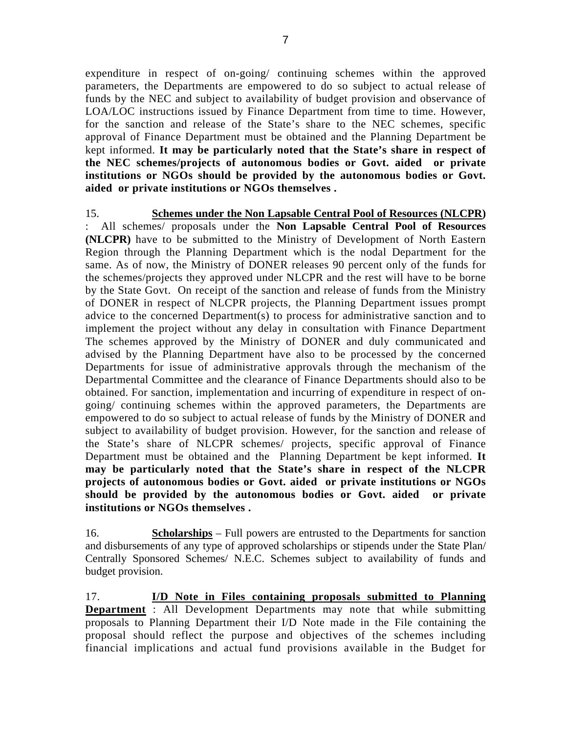expenditure in respect of on-going/ continuing schemes within the approved parameters, the Departments are empowered to do so subject to actual release of funds by the NEC and subject to availability of budget provision and observance of LOA/LOC instructions issued by Finance Department from time to time. However, for the sanction and release of the State's share to the NEC schemes, specific approval of Finance Department must be obtained and the Planning Department be kept informed. **It may be particularly noted that the State's share in respect of the NEC schemes/projects of autonomous bodies or Govt. aided or private institutions or NGOs should be provided by the autonomous bodies or Govt. aided or private institutions or NGOs themselves .**

15. **<u>Schemes under the Non Lapsable Central Pool of Resources (NLCPR)</u>** : All schemes/ proposals under the **Non Lapsable Central Pool of Resources (NLCPR)** have to be submitted to the Ministry of Development of North Eastern Region through the Planning Department which is the nodal Department for the same. As of now, the Ministry of DONER releases 90 percent only of the funds for the schemes/projects they approved under NLCPR and the rest will have to be borne by the State Govt. On receipt of the sanction and release of funds from the Ministry of DONER in respect of NLCPR projects, the Planning Department issues prompt advice to the concerned Department(s) to process for administrative sanction and to implement the project without any delay in consultation with Finance Department The schemes approved by the Ministry of DONER and duly communicated and advised by the Planning Department have also to be processed by the concerned Departments for issue of administrative approvals through the mechanism of the Departmental Committee and the clearance of Finance Departments should also to be obtained. For sanction, implementation and incurring of expenditure in respect of on-going/ continuing schemes within the approved parameters, the Departments are empowered to do so subject to actual release of funds by the Ministry of DONER and subject to availability of budget provision. However, for the sanction and release of the State's share of NLCPR schemes/ projects, specific approval of Finance Department must be obtained and the Planning Department be kept informed. **It may be particularly noted that the State's share in respect of the NLCPR projects of autonomous bodies or Govt. aided or private institutions or NGOs should be provided by the autonomous bodies or Govt. aided or private institutions or NGOs themselves .**

16. **<u>Scholarships</u>** – Full powers are entrusted to the Departments for sanction and disbursements of any type of approved scholarships or stipends under the State Plan/ Centrally Sponsored Schemes/ N.E.C. Schemes subject to availability of funds and budget provision.

17. **<u>I/D Note in Files containing proposals submitted to Planning Department</u>** : All Development Departments may note that while submitting proposals to Planning Department their I/D Note made in the File containing the proposal should reflect the purpose and objectives of the schemes including financial implications and actual fund provisions available in the Budget for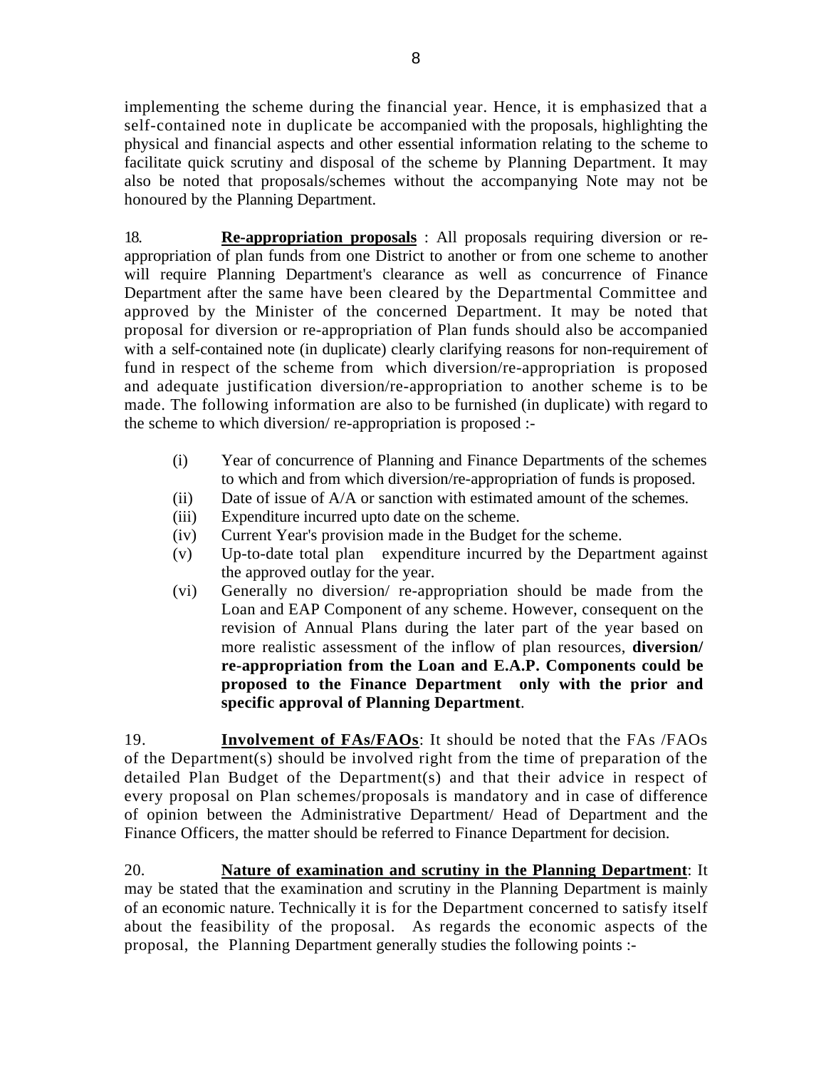implementing the scheme during the financial year. Hence, it is emphasized that a self-contained note in duplicate be accompanied with the proposals, highlighting the physical and financial aspects and other essential information relating to the scheme to facilitate quick scrutiny and disposal of the scheme by Planning Department. It may also be noted that proposals/schemes without the accompanying Note may not be honoured by the Planning Department.

18. **Re-appropriation proposals** : All proposals requiring diversion or re-appropriation of plan funds from one District to another or from one scheme to another will require Planning Department's clearance as well as concurrence of Finance Department after the same have been cleared by the Departmental Committee and approved by the Minister of the concerned Department. It may be noted that proposal for diversion or re-appropriation of Plan funds should also be accompanied with a self-contained note (in duplicate) clearly clarifying reasons for non-requirement of fund in respect of the scheme from which diversion/re-appropriation is proposed and adequate justification diversion/re-appropriation to another scheme is to be made. The following information are also to be furnished (in duplicate) with regard to the scheme to which diversion/ re-appropriation is proposed :-

- (i) Year of concurrence of Planning and Finance Departments of the schemes to which and from which diversion/re-appropriation of funds is proposed.
- (ii) Date of issue of A/A or sanction with estimated amount of the schemes.
- (iii) Expenditure incurred upto date on the scheme.
- (iv) Current Year's provision made in the Budget for the scheme.
- (v) Up-to-date total plan expenditure incurred by the Department against the approved outlay for the year.
- (vi) Generally no diversion/ re-appropriation should be made from the Loan and EAP Component of any scheme. However, consequent on the revision of Annual Plans during the later part of the year based on more realistic assessment of the inflow of plan resources, **diversion/ re-appropriation from the Loan and E.A.P. Components could be proposed to the Finance Department only with the prior and specific approval of Planning Department**.

19. **Involvement of FAs/FAOs**: It should be noted that the FAs /FAOs of the Department(s) should be involved right from the time of preparation of the detailed Plan Budget of the Department(s) and that their advice in respect of every proposal on Plan schemes/proposals is mandatory and in case of difference of opinion between the Administrative Department/ Head of Department and the Finance Officers, the matter should be referred to Finance Department for decision.

20. **Nature of examination and scrutiny in the Planning Department**: It may be stated that the examination and scrutiny in the Planning Department is mainly of an economic nature. Technically it is for the Department concerned to satisfy itself about the feasibility of the proposal. As regards the economic aspects of the proposal, the Planning Department generally studies the following points :-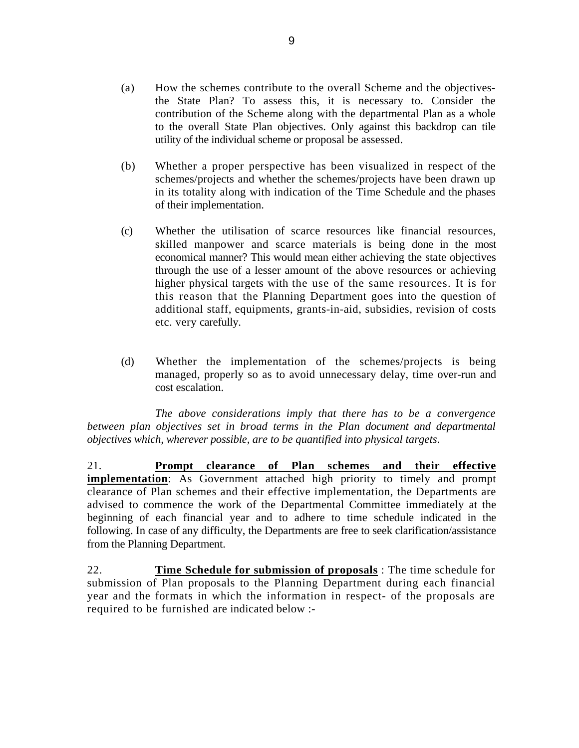(a) How the schemes contribute to the overall Scheme and the objectives- the State Plan? To assess this, it is necessary to. Consider the contribution of the Scheme along with the departmental Plan as a whole to the overall State Plan objectives. Only against this backdrop can tile utility of the individual scheme or proposal be assessed.

(b) Whether a proper perspective has been visualized in respect of the schemes/projects and whether the schemes/projects have been drawn up in its totality along with indication of the Time Schedule and the phases of their implementation.

(c) Whether the utilisation of scarce resources like financial resources, skilled manpower and scarce materials is being done in the most economical manner? This would mean either achieving the state objectives through the use of a lesser amount of the above resources or achieving higher physical targets with the use of the same resources. It is for this reason that the Planning Department goes into the question of additional staff, equipments, grants-in-aid, subsidies, revision of costs etc. very carefully.

(d) Whether the implementation of the schemes/projects is being managed, properly so as to avoid unnecessary delay, time over-run and cost escalation.

*The above considerations imply that there has to be a convergence between plan objectives set in broad terms in the Plan document and departmental objectives which, wherever possible, are to be quantified into physical targets*.

21. **Prompt clearance of Plan schemes and their effective implementation**: As Government attached high priority to timely and prompt clearance of Plan schemes and their effective implementation, the Departments are advised to commence the work of the Departmental Committee immediately at the beginning of each financial year and to adhere to time schedule indicated in the following. In case of any difficulty, the Departments are free to seek clarification/assistance from the Planning Department.

22. **Time Schedule for submission of proposals** : The time schedule for submission of Plan proposals to the Planning Department during each financial year and the formats in which the information in respect- of the proposals are required to be furnished are indicated below :-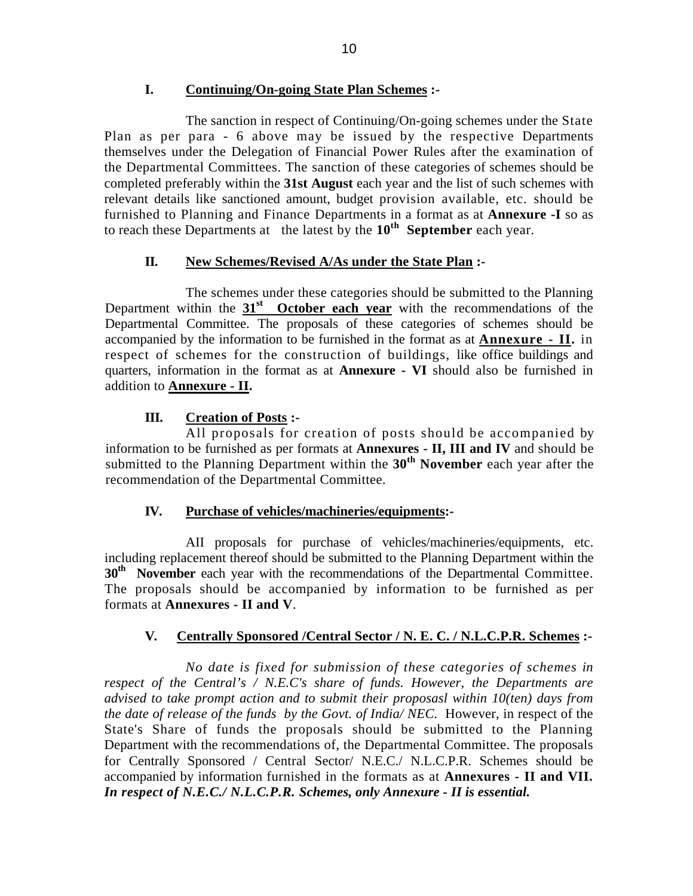### I. <u>Continuing/On-going State Plan Schemes</u> :-

The sanction in respect of Continuing/On-going schemes under the State Plan as per para - 6 above may be issued by the respective Departments themselves under the Delegation of Financial Power Rules after the examination of the Departmental Committees. The sanction of these categories of schemes should be completed preferably within the **31st August** each year and the list of such schemes with relevant details like sanctioned amount, budget provision available, etc. should be furnished to Planning and Finance Departments in a format as at **Annexure -I** so as to reach these Departments at the latest by the **10th September** each year.

### II. <u>New Schemes/Revised A/As under the State Plan</u> :-

The schemes under these categories should be submitted to the Planning Department within the **<u>31st October each year</u>** with the recommendations of the Departmental Committee. The proposals of these categories of schemes should be accompanied by the information to be furnished in the format as at **<u>Annexure - II</u>.** in respect of schemes for the construction of buildings, like office buildings and quarters, information in the format as at **Annexure - VI** should also be furnished in addition to **<u>Annexure - II</u>.**

### III. <u>Creation of Posts</u> :-

All proposals for creation of posts should be accompanied by information to be furnished as per formats at **Annexures - II, III and IV** and should be submitted to the Planning Department within the **30th November** each year after the recommendation of the Departmental Committee.

### IV. <u>Purchase of vehicles/machineries/equipments</u>:-

AII proposals for purchase of vehicles/machineries/equipments, etc. including replacement thereof should be submitted to the Planning Department within the **30th November** each year with the recommendations of the Departmental Committee. The proposals should be accompanied by information to be furnished as per formats at **Annexures - II and V**.

### V. <u>Centrally Sponsored /Central Sector / N. E. C. / N.L.C.P.R. Schemes</u> :-

*No date is fixed for submission of these categories of schemes in respect of the Central's / N.E.C's share of funds. However, the Departments are advised to take prompt action and to submit their proposasl within 10(ten) days from the date of release of the funds by the Govt. of India/ NEC.* However, in respect of the State's Share of funds the proposals should be submitted to the Planning Department with the recommendations of, the Departmental Committee. The proposals for Centrally Sponsored / Central Sector/ N.E.C./ N.L.C.P.R. Schemes should be accompanied by information furnished in the formats as at **Annexures - II and VII.** ***In respect of N.E.C./ N.L.C.P.R. Schemes, only Annexure - II is essential.***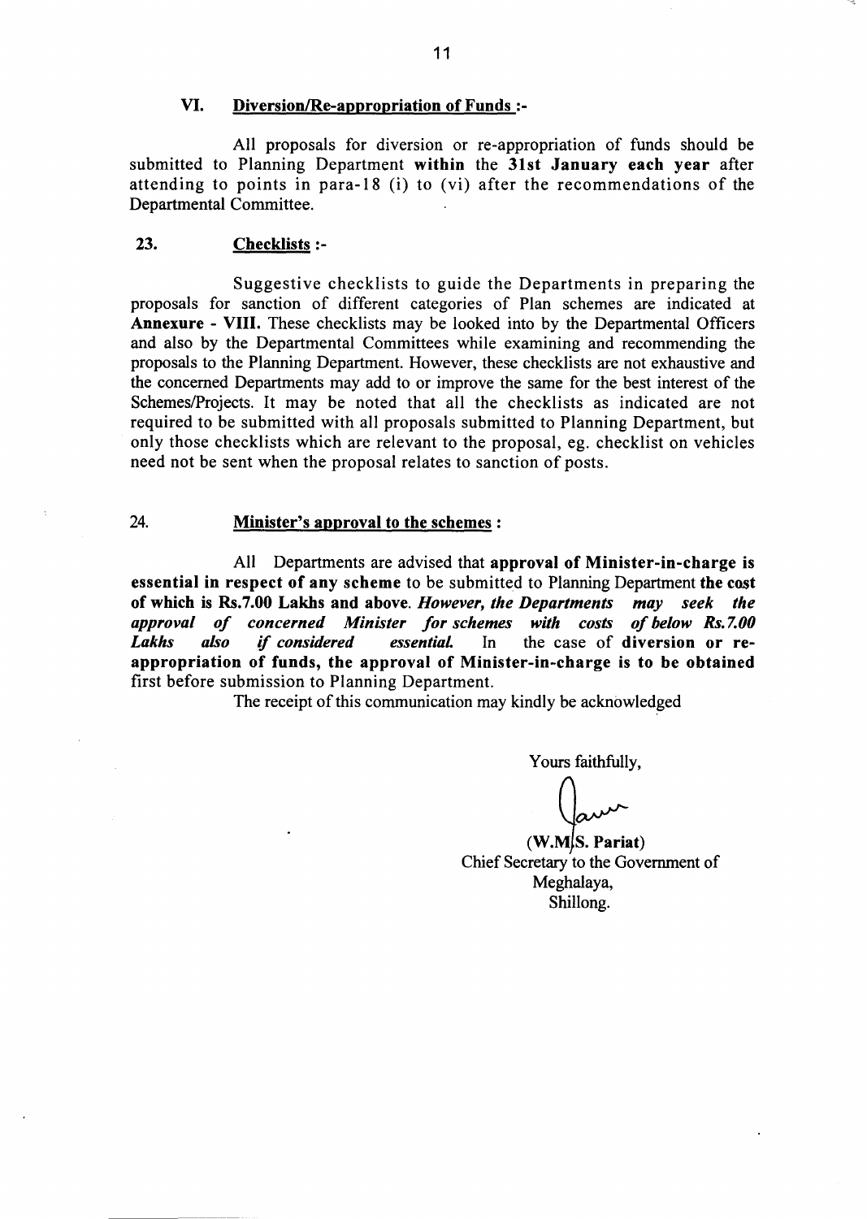### VI. Diversion/Re-appropriation of Funds :-

All proposals for diversion or re-appropriation of funds should be submitted to Planning Department **within** the **31st January each year** after attending to points in para-18 (i) to (vi) after the recommendations of the Departmental Committee.

### 23. Checklists :-

Suggestive checklists to guide the Departments in preparing the proposals for sanction of different categories of Plan schemes are indicated at **Annexure - VIII.** These checklists may be looked into by the Departmental Officers and also by the Departmental Committees while examining and recommending the proposals to the Planning Department. However, these checklists are not exhaustive and the concerned Departments may add to or improve the same for the best interest of the Schemes/Projects. It may be noted that all the checklists as indicated are not required to be submitted with all proposals submitted to Planning Department, but only those checklists which are relevant to the proposal, eg. checklist on vehicles need not be sent when the proposal relates to sanction of posts.

### 24. Minister's approval to the schemes :

All Departments are advised that **approval of Minister-in-charge is essential in respect of any scheme** to be submitted to Planning Department **the cost of which is Rs.7.00 Lakhs and above.** ***However, the Departments may seek the approval of concerned Minister for schemes with costs of below Rs.7.00 Lakhs also if considered essential.*** In the case of **diversion or re-appropriation of funds, the approval of Minister-in-charge is to be obtained** first before submission to Planning Department.

The receipt of this communication may kindly be acknowledged

Yours faithfully,

**(W.M.S. Pariat)**
Chief Secretary to the Government of Meghalaya,
Shillong.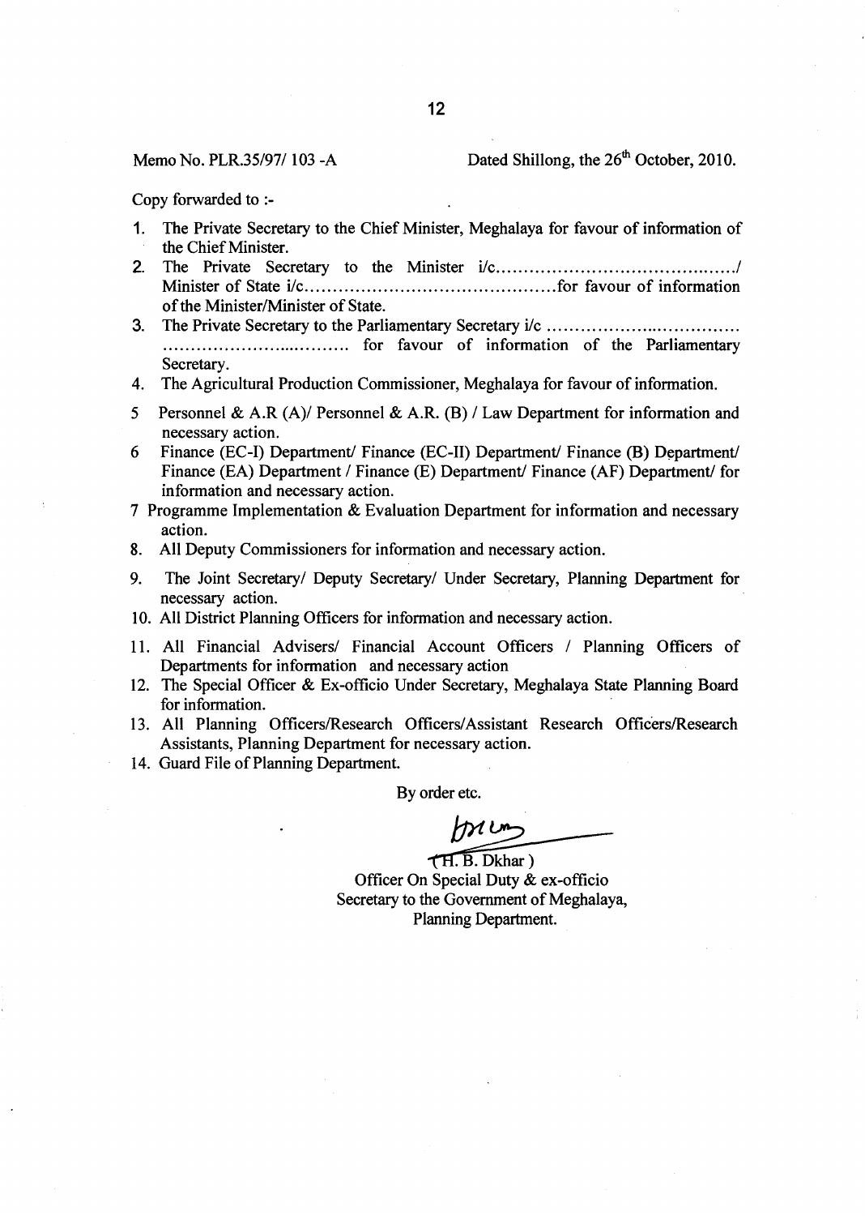Memo No. PLR.35/97/ 103 -A

Dated Shillong, the 26th October, 2010.

Copy forwarded to :-

1. The Private Secretary to the Chief Minister, Meghalaya for favour of information of the Chief Minister.
2. The Private Secretary to the Minister i/c........................................./ Minister of State i/c............................................for favour of information of the Minister/Minister of State.
3. The Private Secretary to the Parliamentary Secretary i/c ................................ ................................ for favour of information of the Parliamentary Secretary.
4. The Agricultural Production Commissioner, Meghalaya for favour of information.
5. Personnel & A.R (A)/ Personnel & A.R. (B) / Law Department for information and necessary action.
6. Finance (EC-I) Department/ Finance (EC-II) Department/ Finance (B) Department/ Finance (EA) Department / Finance (E) Department/ Finance (AF) Department/ for information and necessary action.
7. Programme Implementation & Evaluation Department for information and necessary action.
8. All Deputy Commissioners for information and necessary action.
9. The Joint Secretary/ Deputy Secretary/ Under Secretary, Planning Department for necessary action.
10. All District Planning Officers for information and necessary action.
11. All Financial Advisers/ Financial Account Officers / Planning Officers of Departments for information and necessary action
12. The Special Officer & Ex-officio Under Secretary, Meghalaya State Planning Board for information.
13. All Planning Officers/Research Officers/Assistant Research Officers/Research Assistants, Planning Department for necessary action.
14. Guard File of Planning Department.

By order etc.

(H. B. Dkhar)
Officer On Special Duty & ex-officio
Secretary to the Government of Meghalaya,
Planning Department.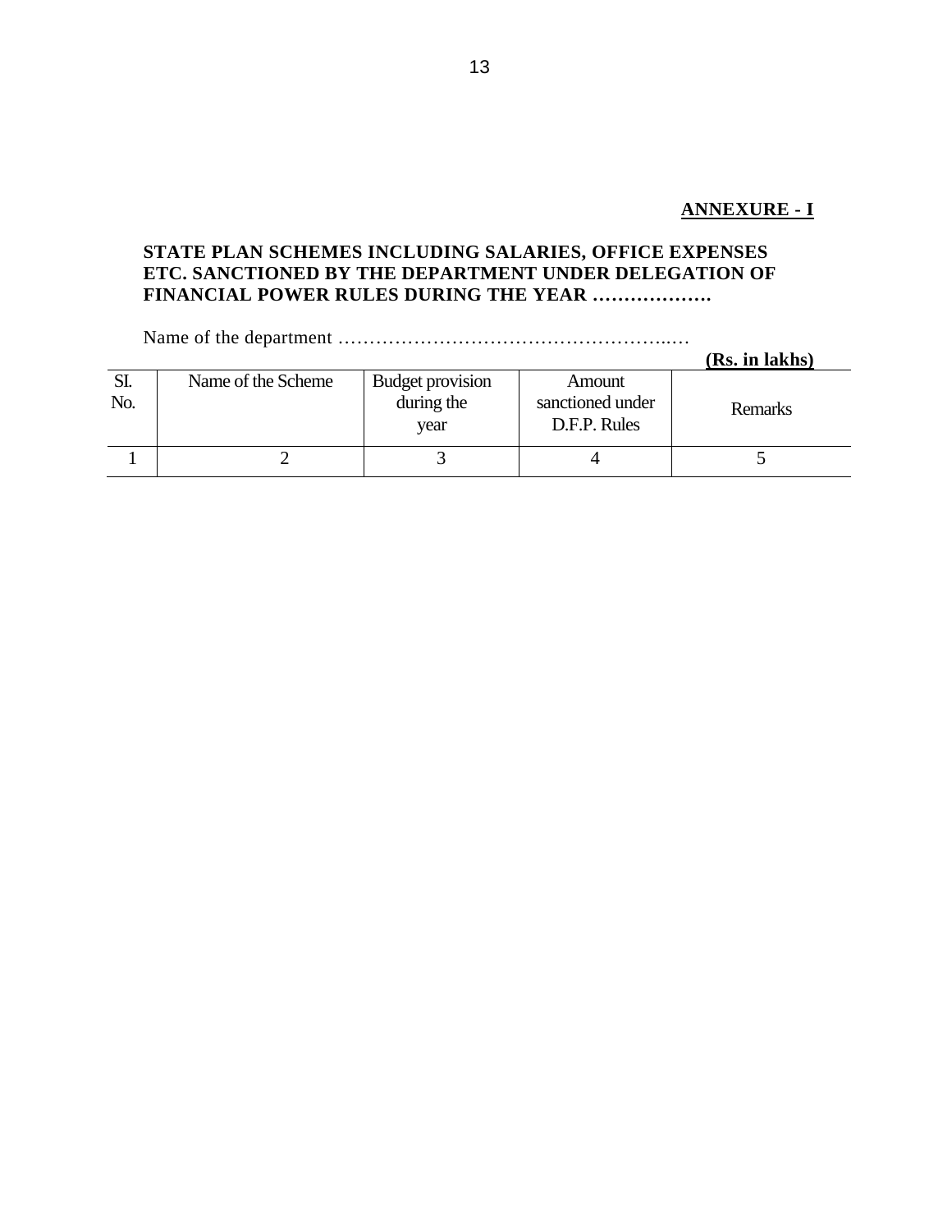**ANNEXURE - I**

**STATE PLAN SCHEMES INCLUDING SALARIES, OFFICE EXPENSES ETC. SANCTIONED BY THE DEPARTMENT UNDER DELEGATION OF FINANCIAL POWER RULES DURING THE YEAR ……………….**

Name of the department ………………………………………………..…

**(Rs. in lakhs)**

| Sl. No. | Name of the Scheme | Budget provision during the year | Amount sanctioned under D.F.P. Rules | Remarks |
|---|---|---|---|---|
| 1 | 2 | 3 | 4 | 5 |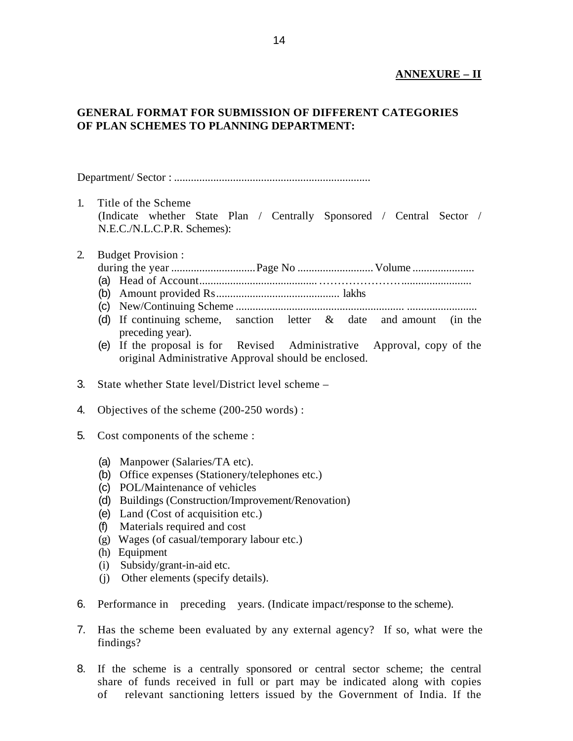**ANNEXURE – II**

## GENERAL FORMAT FOR SUBMISSION OF DIFFERENT CATEGORIES OF PLAN SCHEMES TO PLANNING DEPARTMENT:

Department/ Sector : ......................................................................

1. Title of the Scheme
   (Indicate whether State Plan / Centrally Sponsored / Central Sector / N.E.C./N.L.C.P.R. Schemes):

2. Budget Provision :
   during the year ..............................Page No ...........................Volume ......................
   (a) Head of Account..........................................……………………........................
   (b) Amount provided Rs............................................ lakhs
   (c) New/Continuing Scheme ........................................................... .........................
   (d) If continuing scheme, sanction letter & date and amount (in the preceding year).
   (e) If the proposal is for Revised Administrative Approval, copy of the original Administrative Approval should be enclosed.

3. State whether State level/District level scheme –

4. Objectives of the scheme (200-250 words) :

5. Cost components of the scheme :

   (a) Manpower (Salaries/TA etc).
   (b) Office expenses (Stationery/telephones etc.)
   (c) POL/Maintenance of vehicles
   (d) Buildings (Construction/Improvement/Renovation)
   (e) Land (Cost of acquisition etc.)
   (f) Materials required and cost
   (g) Wages (of casual/temporary labour etc.)
   (h) Equipment
   (i) Subsidy/grant-in-aid etc.
   (j) Other elements (specify details).

6. Performance in preceding years. (Indicate impact/response to the scheme).

7. Has the scheme been evaluated by any external agency? If so, what were the findings?

8. If the scheme is a centrally sponsored or central sector scheme; the central share of funds received in full or part may be indicated along with copies of relevant sanctioning letters issued by the Government of India. If the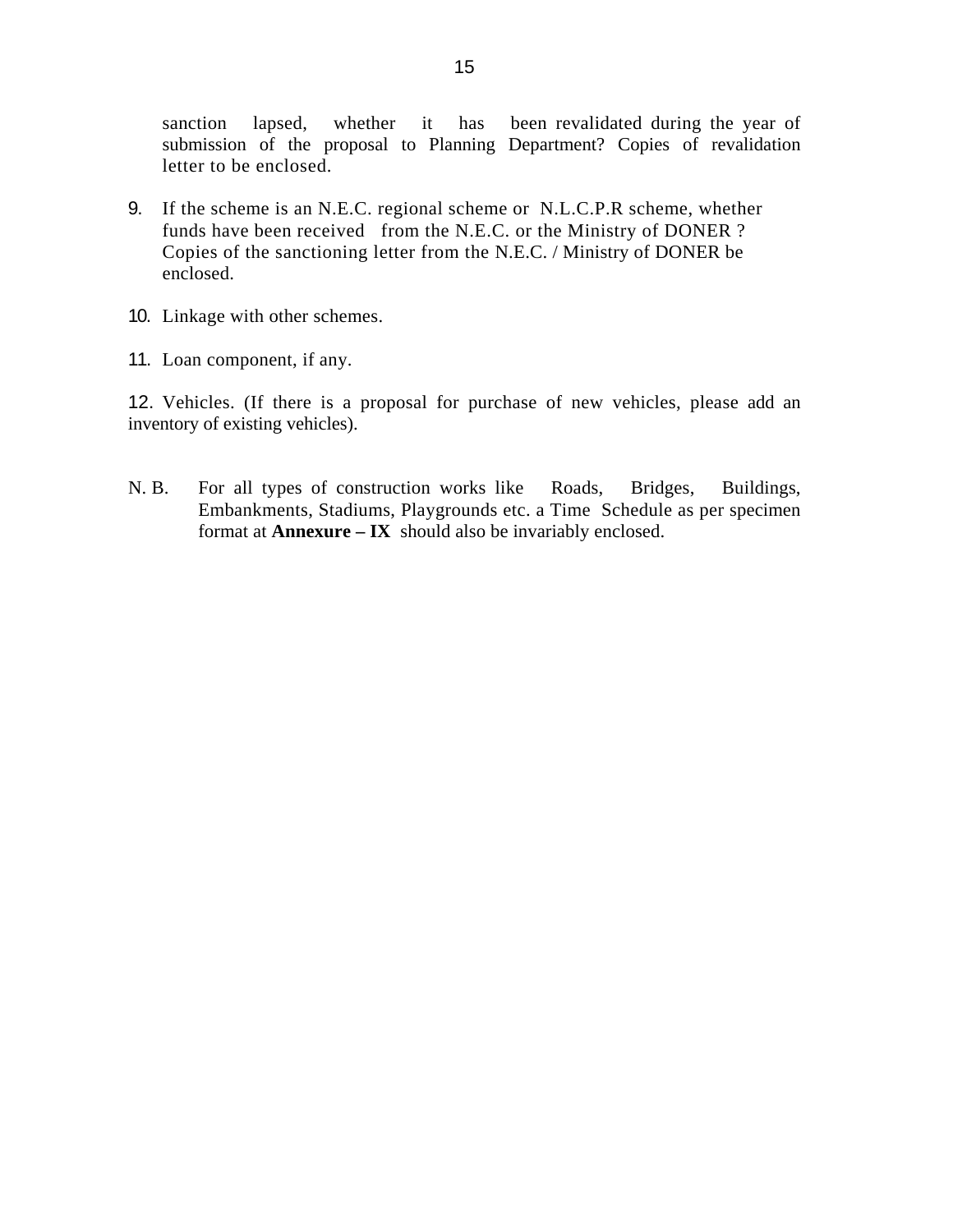sanction lapsed, whether it has been revalidated during the year of submission of the proposal to Planning Department? Copies of revalidation letter to be enclosed.

9. If the scheme is an N.E.C. regional scheme or N.L.C.P.R scheme, whether funds have been received from the N.E.C. or the Ministry of DONER ? Copies of the sanctioning letter from the N.E.C. / Ministry of DONER be enclosed.

10. Linkage with other schemes.

11. Loan component, if any.

12. Vehicles. (If there is a proposal for purchase of new vehicles, please add an inventory of existing vehicles).

N. B. For all types of construction works like Roads, Bridges, Buildings, Embankments, Stadiums, Playgrounds etc. a Time Schedule as per specimen format at **Annexure – IX** should also be invariably enclosed.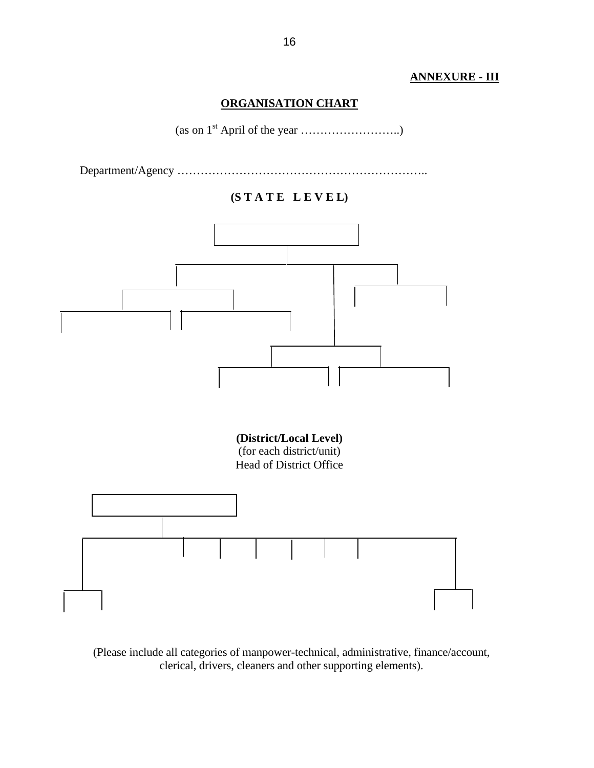**ANNEXURE - III**

## ORGANISATION CHART

(as on 1st April of the year ……………………..)

Department/Agency ………………………………………………………..

**(S T A T E   L E V E L)**

**(District/Local Level)**
(for each district/unit)
Head of District Office

(Please include all categories of manpower-technical, administrative, finance/account, clerical, drivers, cleaners and other supporting elements).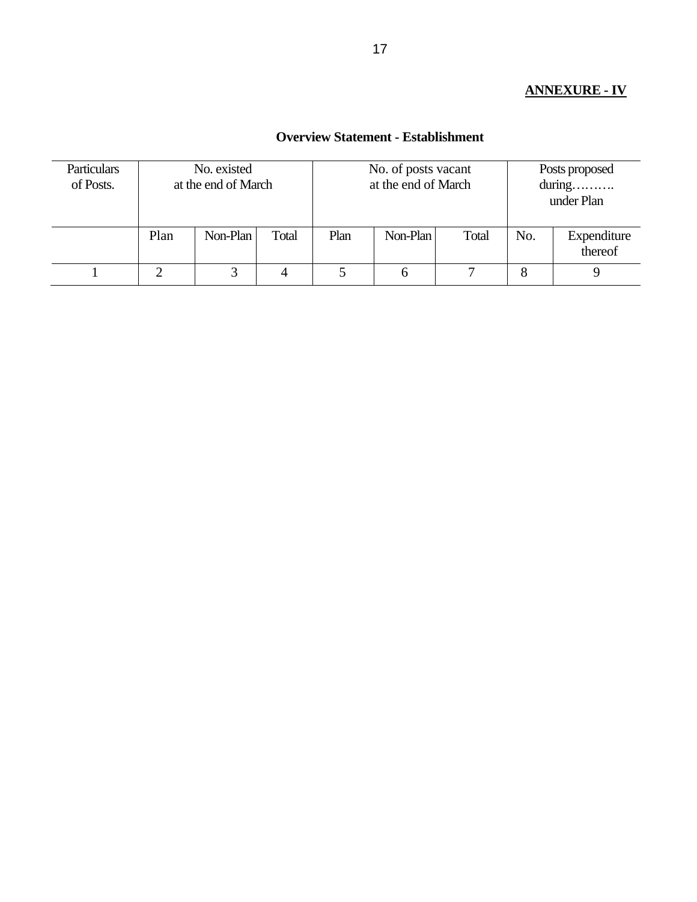**ANNEXURE - IV**

## Overview Statement - Establishment

| Particulars of Posts. | No. existed at the end of March | | | No. of posts vacant at the end of March | | | Posts proposed during………. under Plan | |
|---|---|---|---|---|---|---|---|---|
| | Plan | Non-Plan | Total | Plan | Non-Plan | Total | No. | Expenditure thereof |
| 1 | 2 | 3 | 4 | 5 | 6 | 7 | 8 | 9 |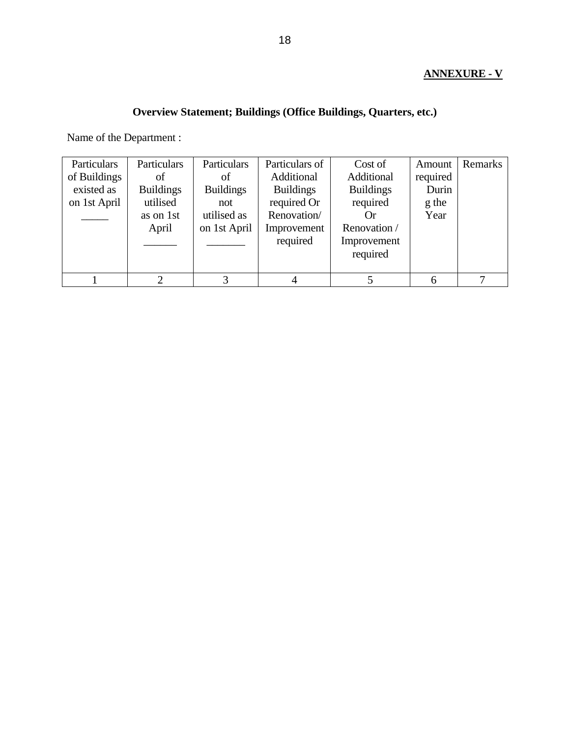**ANNEXURE - V**

## Overview Statement; Buildings (Office Buildings, Quarters, etc.)

Name of the Department :

| Particulars of Buildings existed as on 1st April _____ | Particulars of Buildings utilised as on 1st April ______ | Particulars of Buildings not utilised as on 1st April _______ | Particulars of Additional Buildings required Or Renovation/ Improvement required | Cost of Additional Buildings required Or Renovation / Improvement required | Amount required During the Year | Remarks |
|---|---|---|---|---|---|---|
| 1 | 2 | 3 | 4 | 5 | 6 | 7 |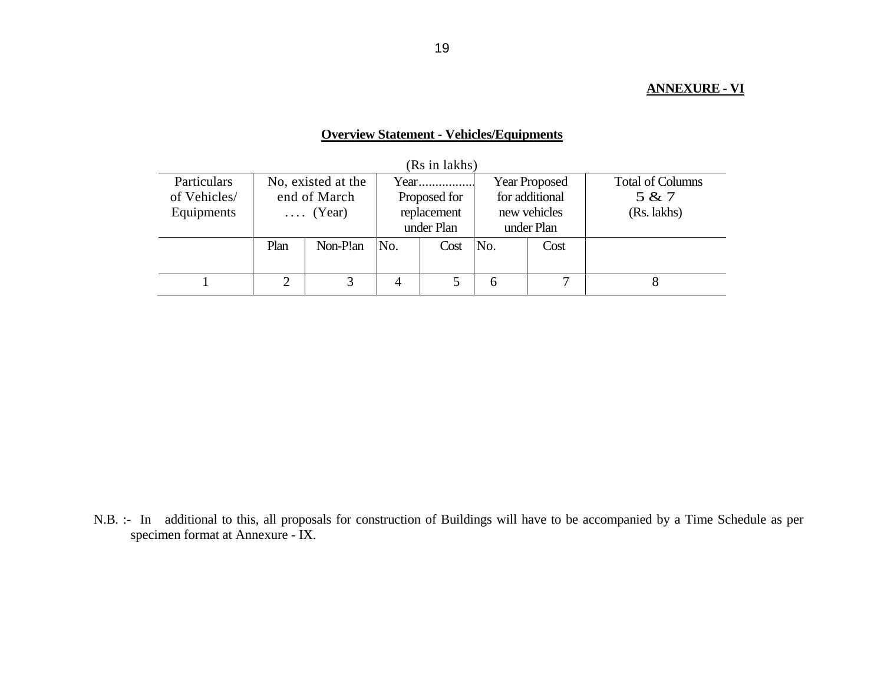**ANNEXURE - VI**

**Overview Statement - Vehicles/Equipments**

(Rs in lakhs)

| Particulars of Vehicles/ Equipments | No, existed at the end of March .... (Year) | | Year................ Proposed for replacement under Plan | | Year Proposed for additional new vehicles under Plan | | Total of Columns 5 & 7 (Rs. lakhs) |
|---|---|---|---|---|---|---|---|
| | Plan | Non-P!an | No. | Cost | No. | Cost | |
| 1 | 2 | 3 | 4 | 5 | 6 | 7 | 8 |

N.B. :- In additional to this, all proposals for construction of Buildings will have to be accompanied by a Time Schedule as per specimen format at Annexure - IX.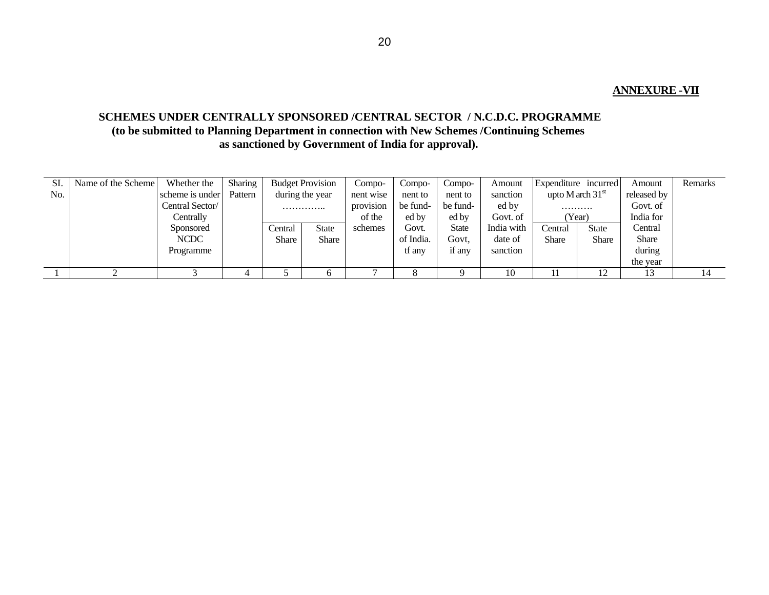**ANNEXURE -VII**

## SCHEMES UNDER CENTRALLY SPONSORED /CENTRAL SECTOR / N.C.D.C. PROGRAMME (to be submitted to Planning Department in connection with New Schemes /Continuing Schemes as sanctioned by Government of India for approval).

| SI. No. | Name of the Scheme | Whether the scheme is under Central Sector/ Centrally Sponsored NCDC Programme | Sharing Pattern | Budget Provision during the year ………….. | | Component wise provision of the schemes | Component to be funded by Govt. of India. tf any | Component to be funded by State Govt, if any | Amount sanctioned by Govt. of India with date of sanction | Expenditure incurred upto March 31[st] ………. (Year) | | Amount released by Govt. of India for Central Share during the year | Remarks |
|---|---|---|---|---|---|---|---|---|---|---|---|---|---|
| | | | | Central Share | State Share | | | | | Central Share | State Share | | |
| 1 | 2 | 3 | 4 | 5 | 6 | 7 | 8 | 9 | 10 | 11 | 12 | 13 | 14 |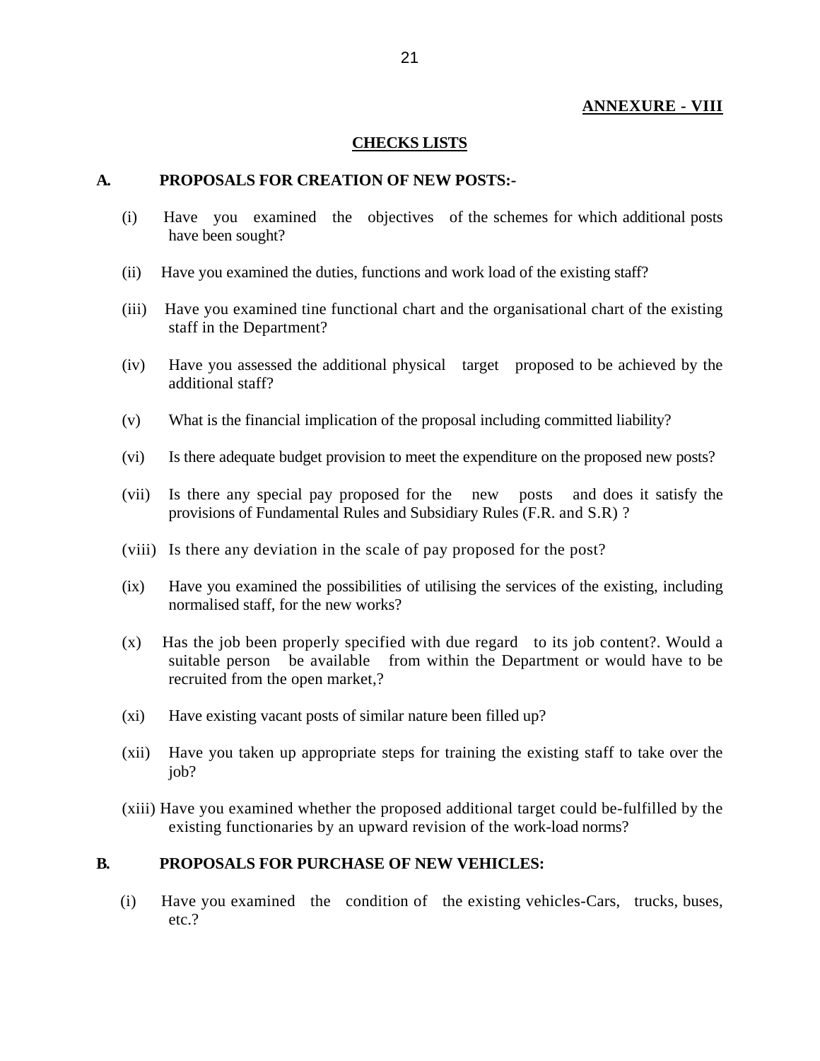**ANNEXURE - VIII**

## CHECKS LISTS

### A. PROPOSALS FOR CREATION OF NEW POSTS:-

(i) Have you examined the objectives of the schemes for which additional posts have been sought?

(ii) Have you examined the duties, functions and work load of the existing staff?

(iii) Have you examined tine functional chart and the organisational chart of the existing staff in the Department?

(iv) Have you assessed the additional physical target proposed to be achieved by the additional staff?

(v) What is the financial implication of the proposal including committed liability?

(vi) Is there adequate budget provision to meet the expenditure on the proposed new posts?

(vii) Is there any special pay proposed for the new posts and does it satisfy the provisions of Fundamental Rules and Subsidiary Rules (F.R. and S.R) ?

(viii) Is there any deviation in the scale of pay proposed for the post?

(ix) Have you examined the possibilities of utilising the services of the existing, including normalised staff, for the new works?

(x) Has the job been properly specified with due regard to its job content?. Would a suitable person be available from within the Department or would have to be recruited from the open market,?

(xi) Have existing vacant posts of similar nature been filled up?

(xii) Have you taken up appropriate steps for training the existing staff to take over the job?

(xiii) Have you examined whether the proposed additional target could be-fulfilled by the existing functionaries by an upward revision of the work-load norms?

### B. PROPOSALS FOR PURCHASE OF NEW VEHICLES:

(i) Have you examined the condition of the existing vehicles-Cars, trucks, buses, etc.?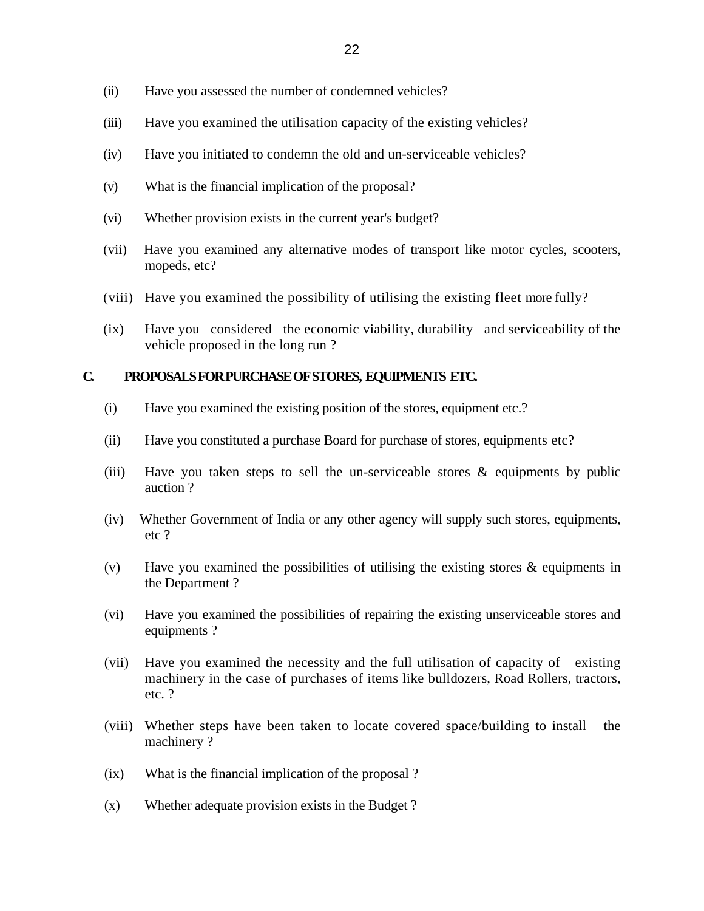(ii) Have you assessed the number of condemned vehicles?

(iii) Have you examined the utilisation capacity of the existing vehicles?

(iv) Have you initiated to condemn the old and un-serviceable vehicles?

(v) What is the financial implication of the proposal?

(vi) Whether provision exists in the current year's budget?

(vii) Have you examined any alternative modes of transport like motor cycles, scooters, mopeds, etc?

(viii) Have you examined the possibility of utilising the existing fleet more fully?

(ix) Have you considered the economic viability, durability and serviceability of the vehicle proposed in the long run ?

## C. PROPOSALS FOR PURCHASE OF STORES, EQUIPMENTS ETC.

(i) Have you examined the existing position of the stores, equipment etc.?

(ii) Have you constituted a purchase Board for purchase of stores, equipments etc?

(iii) Have you taken steps to sell the un-serviceable stores & equipments by public auction ?

(iv) Whether Government of India or any other agency will supply such stores, equipments, etc ?

(v) Have you examined the possibilities of utilising the existing stores & equipments in the Department ?

(vi) Have you examined the possibilities of repairing the existing unserviceable stores and equipments ?

(vii) Have you examined the necessity and the full utilisation of capacity of existing machinery in the case of purchases of items like bulldozers, Road Rollers, tractors, etc. ?

(viii) Whether steps have been taken to locate covered space/building to install the machinery ?

(ix) What is the financial implication of the proposal ?

(x) Whether adequate provision exists in the Budget ?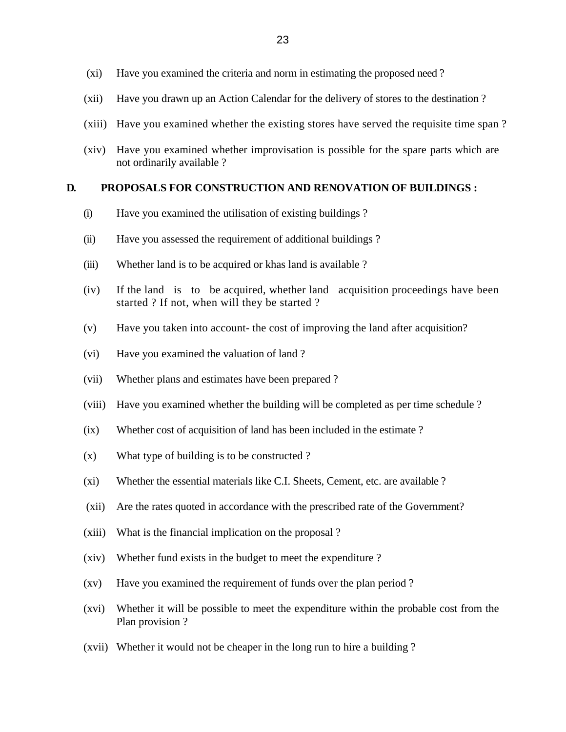(xi) Have you examined the criteria and norm in estimating the proposed need ?

(xii) Have you drawn up an Action Calendar for the delivery of stores to the destination ?

(xiii) Have you examined whether the existing stores have served the requisite time span ?

(xiv) Have you examined whether improvisation is possible for the spare parts which are not ordinarily available ?

## D. PROPOSALS FOR CONSTRUCTION AND RENOVATION OF BUILDINGS :

(i) Have you examined the utilisation of existing buildings ?

(ii) Have you assessed the requirement of additional buildings ?

(iii) Whether land is to be acquired or khas land is available ?

(iv) If the land is to be acquired, whether land acquisition proceedings have been started ? If not, when will they be started ?

(v) Have you taken into account- the cost of improving the land after acquisition?

(vi) Have you examined the valuation of land ?

(vii) Whether plans and estimates have been prepared ?

(viii) Have you examined whether the building will be completed as per time schedule ?

(ix) Whether cost of acquisition of land has been included in the estimate ?

(x) What type of building is to be constructed ?

(xi) Whether the essential materials like C.I. Sheets, Cement, etc. are available ?

(xii) Are the rates quoted in accordance with the prescribed rate of the Government?

(xiii) What is the financial implication on the proposal ?

(xiv) Whether fund exists in the budget to meet the expenditure ?

(xv) Have you examined the requirement of funds over the plan period ?

(xvi) Whether it will be possible to meet the expenditure within the probable cost from the Plan provision ?

(xvii) Whether it would not be cheaper in the long run to hire a building ?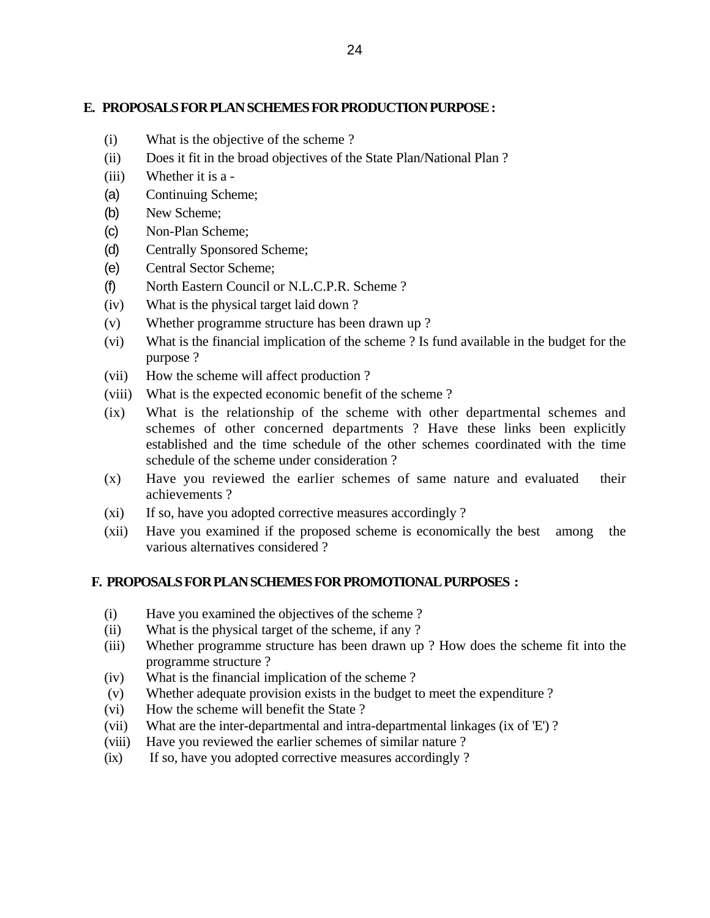## E. PROPOSALS FOR PLAN SCHEMES FOR PRODUCTION PURPOSE :

(i) What is the objective of the scheme ?

(ii) Does it fit in the broad objectives of the State Plan/National Plan ?

(iii) Whether it is a -

(a) Continuing Scheme;

(b) New Scheme;

(c) Non-Plan Scheme;

(d) Centrally Sponsored Scheme;

(e) Central Sector Scheme;

(f) North Eastern Council or N.L.C.P.R. Scheme ?

(iv) What is the physical target laid down ?

(v) Whether programme structure has been drawn up ?

(vi) What is the financial implication of the scheme ? Is fund available in the budget for the purpose ?

(vii) How the scheme will affect production ?

(viii) What is the expected economic benefit of the scheme ?

(ix) What is the relationship of the scheme with other departmental schemes and schemes of other concerned departments ? Have these links been explicitly established and the time schedule of the other schemes coordinated with the time schedule of the scheme under consideration ?

(x) Have you reviewed the earlier schemes of same nature and evaluated their achievements ?

(xi) If so, have you adopted corrective measures accordingly ?

(xii) Have you examined if the proposed scheme is economically the best among the various alternatives considered ?

## F. PROPOSALS FOR PLAN SCHEMES FOR PROMOTIONAL PURPOSES :

(i) Have you examined the objectives of the scheme ?

(ii) What is the physical target of the scheme, if any ?

(iii) Whether programme structure has been drawn up ? How does the scheme fit into the programme structure ?

(iv) What is the financial implication of the scheme ?

(v) Whether adequate provision exists in the budget to meet the expenditure ?

(vi) How the scheme will benefit the State ?

(vii) What are the inter-departmental and intra-departmental linkages (ix of 'E') ?

(viii) Have you reviewed the earlier schemes of similar nature ?

(ix) If so, have you adopted corrective measures accordingly ?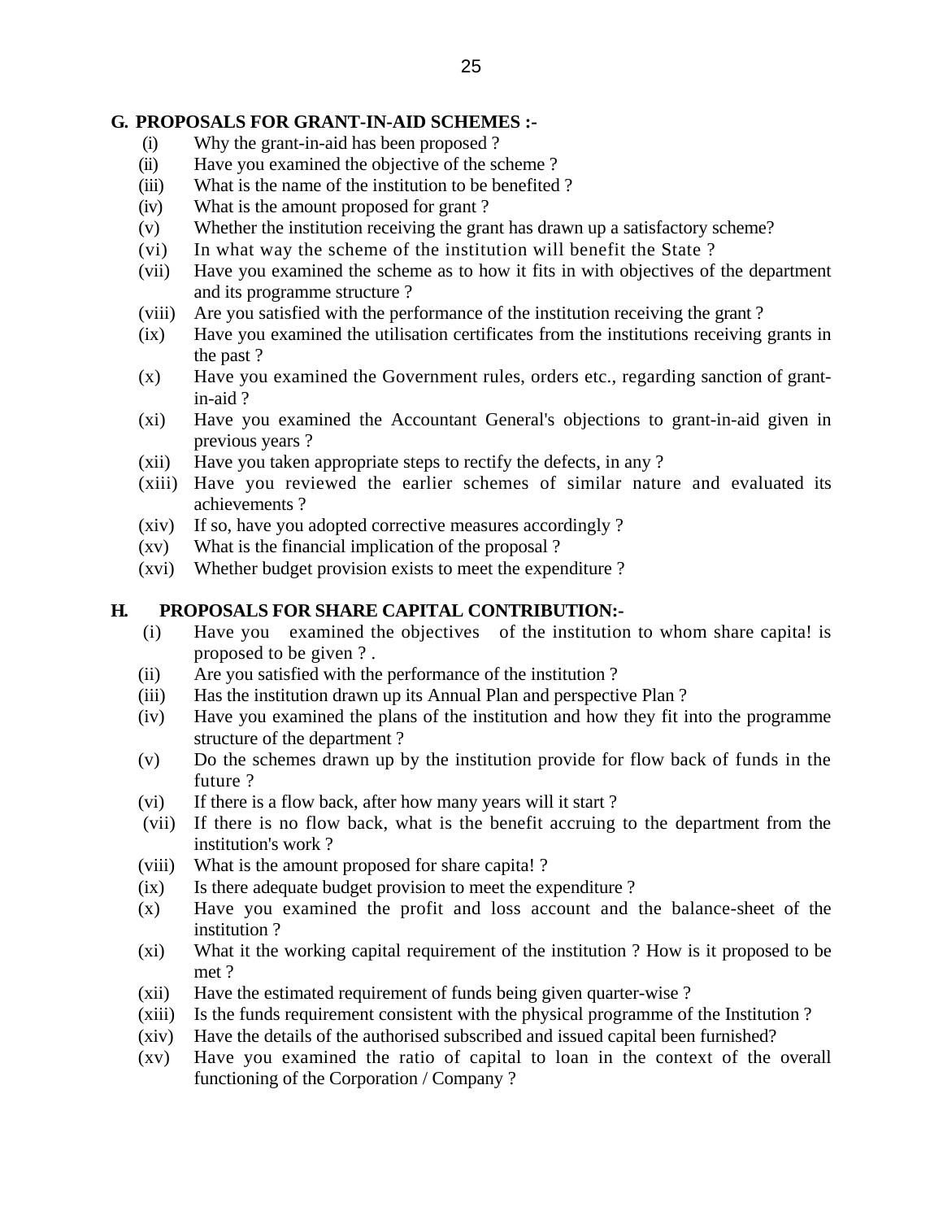## G. PROPOSALS FOR GRANT-IN-AID SCHEMES :-

- (i) Why the grant-in-aid has been proposed ?
- (ii) Have you examined the objective of the scheme ?
- (iii) What is the name of the institution to be benefited ?
- (iv) What is the amount proposed for grant ?
- (v) Whether the institution receiving the grant has drawn up a satisfactory scheme?
- (vi) In what way the scheme of the institution will benefit the State ?
- (vii) Have you examined the scheme as to how it fits in with objectives of the department and its programme structure ?
- (viii) Are you satisfied with the performance of the institution receiving the grant ?
- (ix) Have you examined the utilisation certificates from the institutions receiving grants in the past ?
- (x) Have you examined the Government rules, orders etc., regarding sanction of grant-in-aid ?
- (xi) Have you examined the Accountant General's objections to grant-in-aid given in previous years ?
- (xii) Have you taken appropriate steps to rectify the defects, in any ?
- (xiii) Have you reviewed the earlier schemes of similar nature and evaluated its achievements ?
- (xiv) If so, have you adopted corrective measures accordingly ?
- (xv) What is the financial implication of the proposal ?
- (xvi) Whether budget provision exists to meet the expenditure ?

## H. PROPOSALS FOR SHARE CAPITAL CONTRIBUTION:-

- (i) Have you examined the objectives of the institution to whom share capita! is proposed to be given ? .
- (ii) Are you satisfied with the performance of the institution ?
- (iii) Has the institution drawn up its Annual Plan and perspective Plan ?
- (iv) Have you examined the plans of the institution and how they fit into the programme structure of the department ?
- (v) Do the schemes drawn up by the institution provide for flow back of funds in the future ?
- (vi) If there is a flow back, after how many years will it start ?
- (vii) If there is no flow back, what is the benefit accruing to the department from the institution's work ?
- (viii) What is the amount proposed for share capita! ?
- (ix) Is there adequate budget provision to meet the expenditure ?
- (x) Have you examined the profit and loss account and the balance-sheet of the institution ?
- (xi) What it the working capital requirement of the institution ? How is it proposed to be met ?
- (xii) Have the estimated requirement of funds being given quarter-wise ?
- (xiii) Is the funds requirement consistent with the physical programme of the Institution ?
- (xiv) Have the details of the authorised subscribed and issued capital been furnished?
- (xv) Have you examined the ratio of capital to loan in the context of the overall functioning of the Corporation / Company ?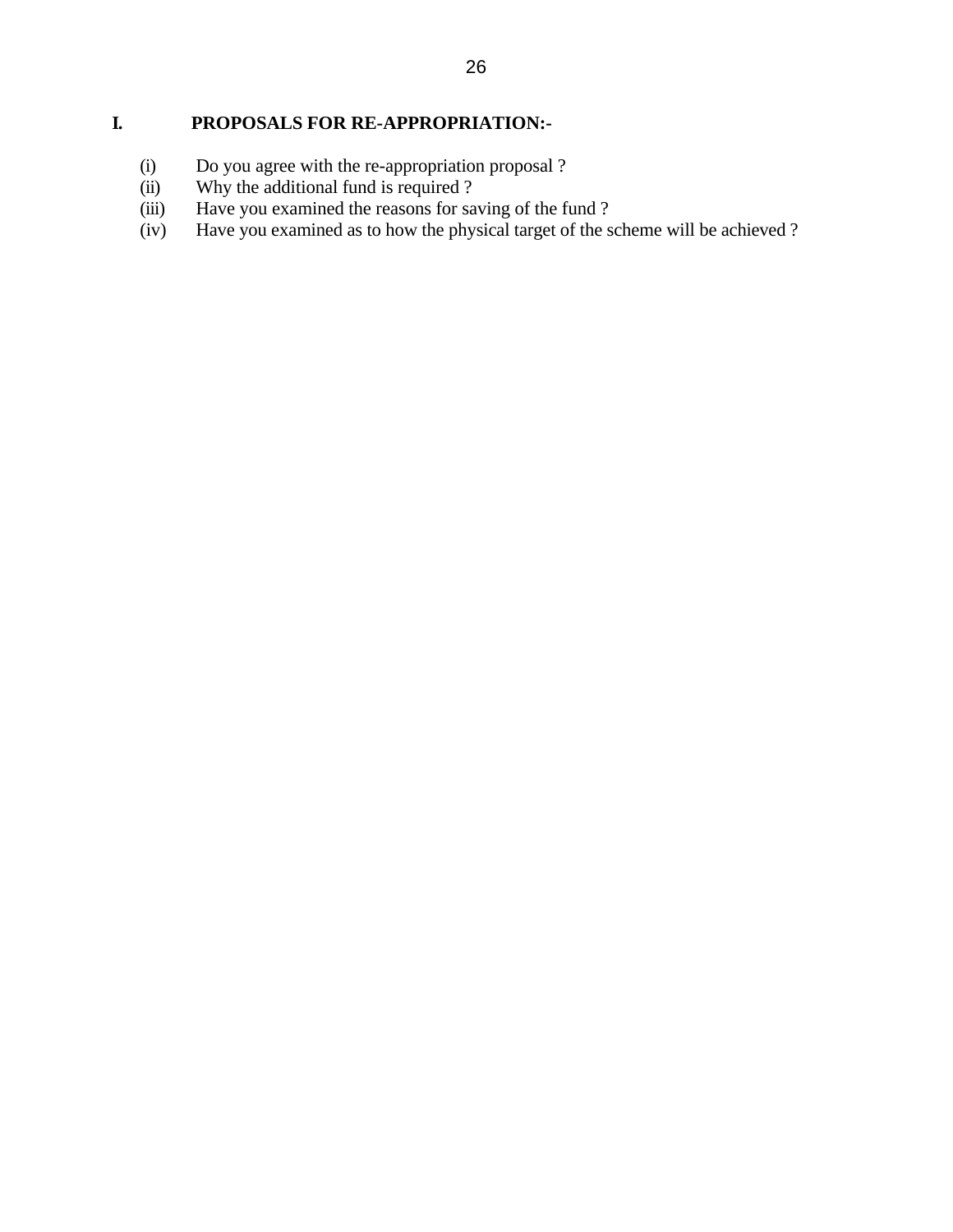## I. PROPOSALS FOR RE-APPROPRIATION:-

(i) Do you agree with the re-appropriation proposal ?
(ii) Why the additional fund is required ?
(iii) Have you examined the reasons for saving of the fund ?
(iv) Have you examined as to how the physical target of the scheme will be achieved ?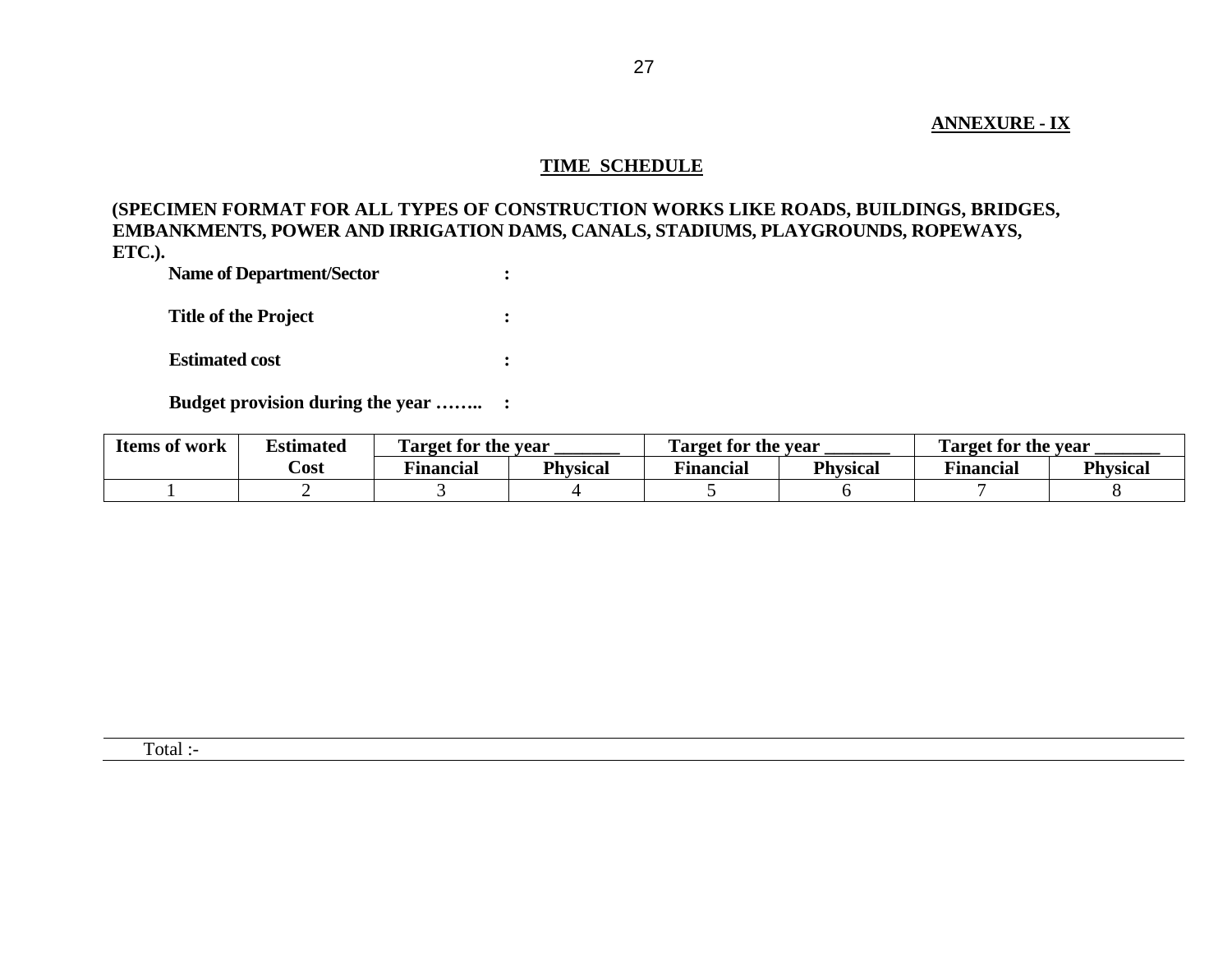**ANNEXURE - IX**

## TIME SCHEDULE

**(SPECIMEN FORMAT FOR ALL TYPES OF CONSTRUCTION WORKS LIKE ROADS, BUILDINGS, BRIDGES, EMBANKMENTS, POWER AND IRRIGATION DAMS, CANALS, STADIUMS, PLAYGROUNDS, ROPEWAYS, ETC.).**

**Name of Department/Sector :**

**Title of the Project :**

**Estimated cost :**

**Budget provision during the year …….. :**

| Items of work | Estimated Cost | Target for the year _______ | | Target for the year _______ | | Target for the year _______ | |
|---|---|---|---|---|---|---|---|
| | | Financial | Physical | Financial | Physical | Financial | Physical |
| 1 | 2 | 3 | 4 | 5 | 6 | 7 | 8 |

Total :-